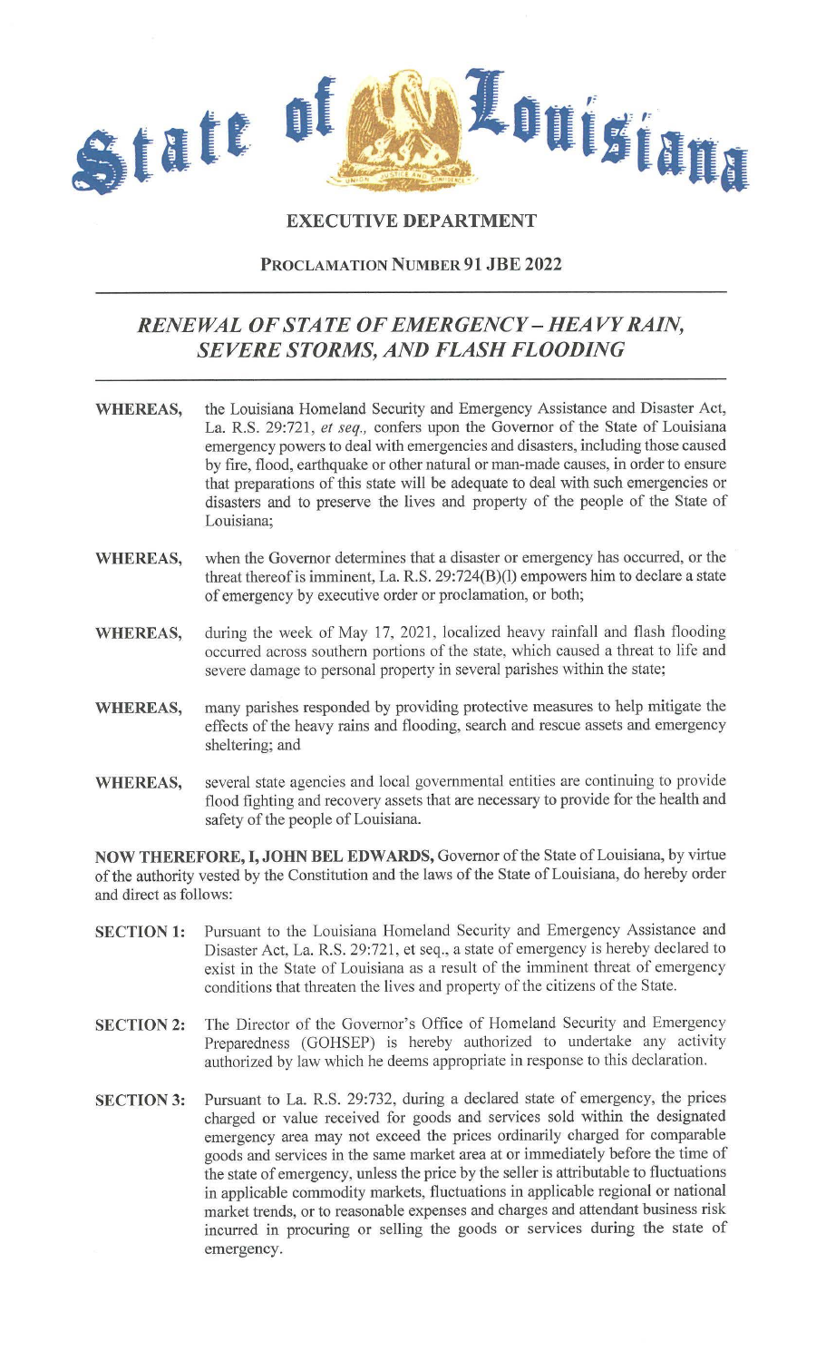# State of Louisiana

## EXECUTIVE DEPARTMENT

### PROCLAMATION NUMBER 91 JBE 2022

---

## *RENEWAL OF STATE OF EMERGENCY – HEAVY RAIN, SEVERE STORMS, AND FLASH FLOODING*

---

**WHEREAS,** the Louisiana Homeland Security and Emergency Assistance and Disaster Act, La. R.S. 29:721, *et seq.,* confers upon the Governor of the State of Louisiana emergency powers to deal with emergencies and disasters, including those caused by fire, flood, earthquake or other natural or man-made causes, in order to ensure that preparations of this state will be adequate to deal with such emergencies or disasters and to preserve the lives and property of the people of the State of Louisiana;

**WHEREAS,** when the Governor determines that a disaster or emergency has occurred, or the threat thereof is imminent, La. R.S. 29:724(B)(l) empowers him to declare a state of emergency by executive order or proclamation, or both;

**WHEREAS,** during the week of May 17, 2021, localized heavy rainfall and flash flooding occurred across southern portions of the state, which caused a threat to life and severe damage to personal property in several parishes within the state;

**WHEREAS,** many parishes responded by providing protective measures to help mitigate the effects of the heavy rains and flooding, search and rescue assets and emergency sheltering; and

**WHEREAS,** several state agencies and local governmental entities are continuing to provide flood fighting and recovery assets that are necessary to provide for the health and safety of the people of Louisiana.

**NOW THEREFORE, I, JOHN BEL EDWARDS,** Governor of the State of Louisiana, by virtue of the authority vested by the Constitution and the laws of the State of Louisiana, do hereby order and direct as follows:

**SECTION 1:** Pursuant to the Louisiana Homeland Security and Emergency Assistance and Disaster Act, La. R.S. 29:721, et seq., a state of emergency is hereby declared to exist in the State of Louisiana as a result of the imminent threat of emergency conditions that threaten the lives and property of the citizens of the State.

**SECTION 2:** The Director of the Governor's Office of Homeland Security and Emergency Preparedness (GOHSEP) is hereby authorized to undertake any activity authorized by law which he deems appropriate in response to this declaration.

**SECTION 3:** Pursuant to La. R.S. 29:732, during a declared state of emergency, the prices charged or value received for goods and services sold within the designated emergency area may not exceed the prices ordinarily charged for comparable goods and services in the same market area at or immediately before the time of the state of emergency, unless the price by the seller is attributable to fluctuations in applicable commodity markets, fluctuations in applicable regional or national market trends, or to reasonable expenses and charges and attendant business risk incurred in procuring or selling the goods or services during the state of emergency.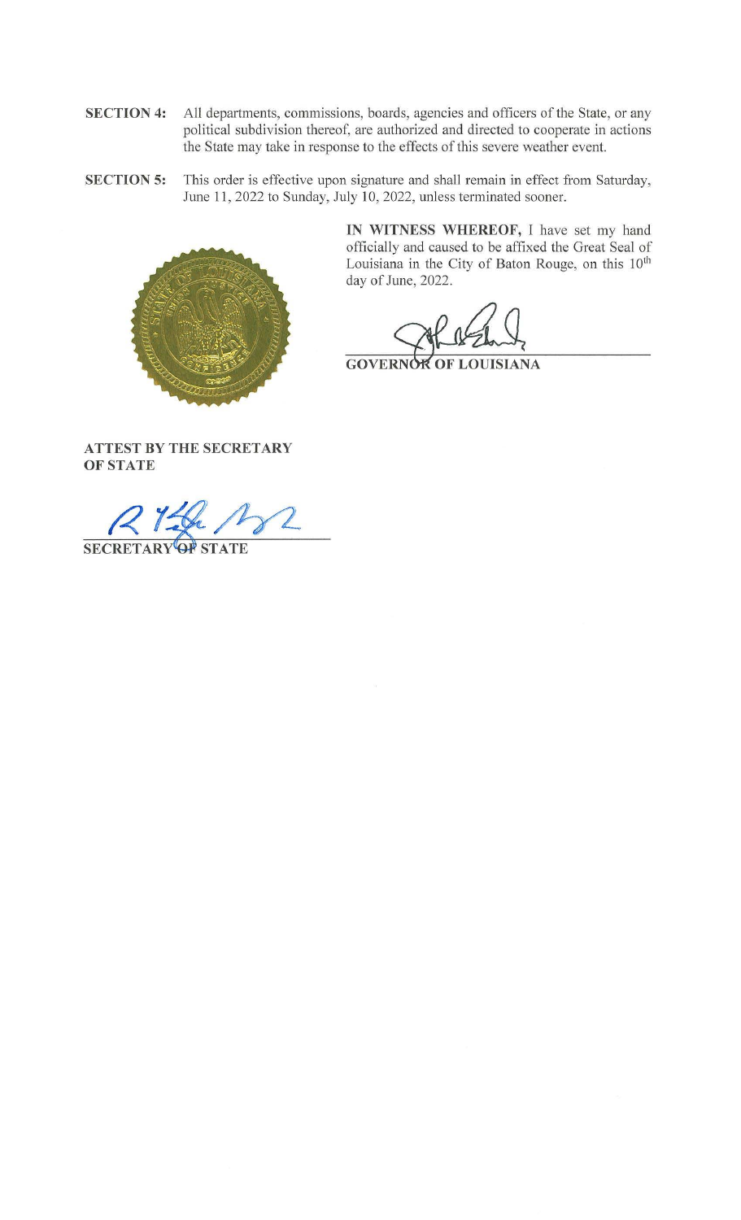**SECTION 4:** All departments, commissions, boards, agencies and officers of the State, or any political subdivision thereof, are authorized and directed to cooperate in actions the State may take in response to the effects of this severe weather event.

**SECTION 5:** This order is effective upon signature and shall remain in effect from Saturday, June 11, 2022 to Sunday, July 10, 2022, unless terminated sooner.

**IN WITNESS WHEREOF,** I have set my hand officially and caused to be affixed the Great Seal of Louisiana in the City of Baton Rouge, on this 10th day of June, 2022.

**GOVERNOR OF LOUISIANA**

**ATTEST BY THE SECRETARY OF STATE**

**SECRETARY OF STATE**